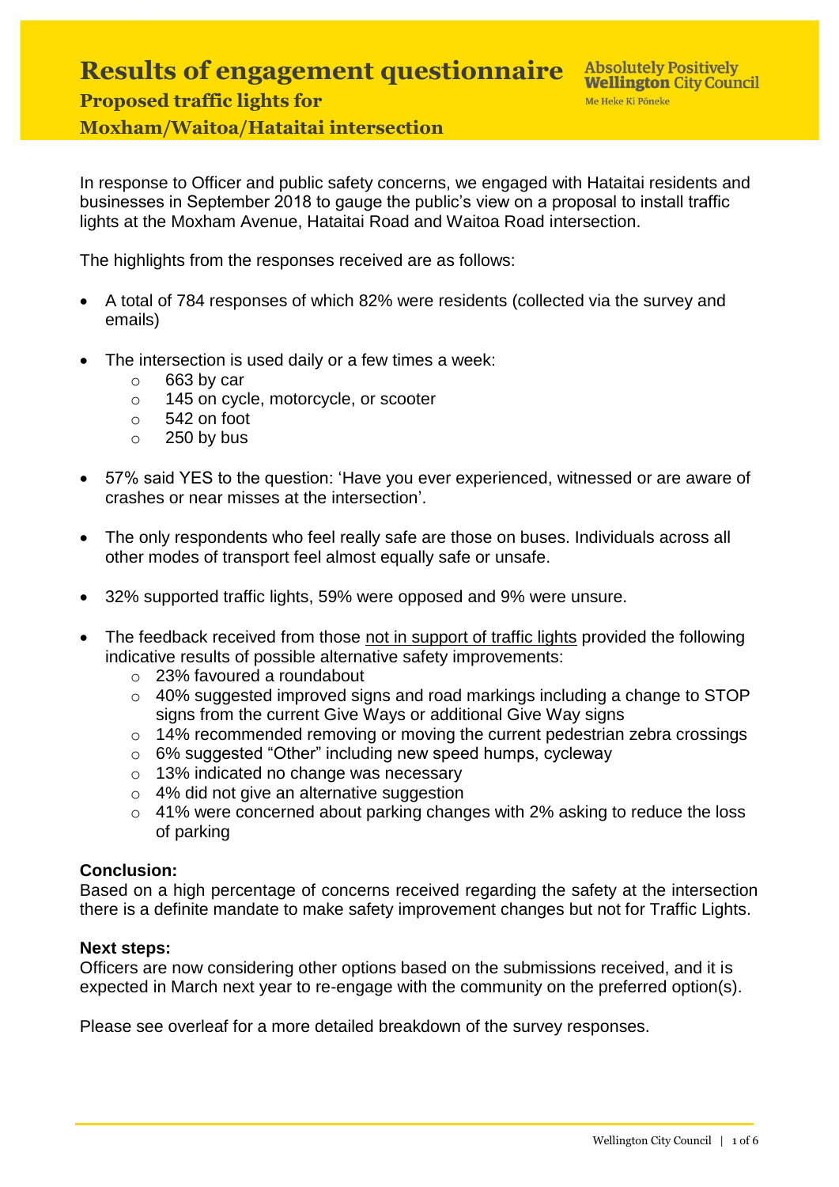# Results of engagement questionnaire

## Proposed traffic lights for Moxham/Waitoa/Hataitai intersection

Absolutely Positively **Wellington** City Council
Me Heke Ki Pōneke

In response to Officer and public safety concerns, we engaged with Hataitai residents and businesses in September 2018 to gauge the public's view on a proposal to install traffic lights at the Moxham Avenue, Hataitai Road and Waitoa Road intersection.

The highlights from the responses received are as follows:

- A total of 784 responses of which 82% were residents (collected via the survey and emails)
- The intersection is used daily or a few times a week:
  - 663 by car
  - 145 on cycle, motorcycle, or scooter
  - 542 on foot
  - 250 by bus
- 57% said YES to the question: 'Have you ever experienced, witnessed or are aware of crashes or near misses at the intersection'.
- The only respondents who feel really safe are those on buses. Individuals across all other modes of transport feel almost equally safe or unsafe.
- 32% supported traffic lights, 59% were opposed and 9% were unsure.
- The feedback received from those <u>not in support of traffic lights</u> provided the following indicative results of possible alternative safety improvements:
  - 23% favoured a roundabout
  - 40% suggested improved signs and road markings including a change to STOP signs from the current Give Ways or additional Give Way signs
  - 14% recommended removing or moving the current pedestrian zebra crossings
  - 6% suggested "Other" including new speed humps, cycleway
  - 13% indicated no change was necessary
  - 4% did not give an alternative suggestion
  - 41% were concerned about parking changes with 2% asking to reduce the loss of parking

**Conclusion:**
Based on a high percentage of concerns received regarding the safety at the intersection there is a definite mandate to make safety improvement changes but not for Traffic Lights.

**Next steps:**
Officers are now considering other options based on the submissions received, and it is expected in March next year to re-engage with the community on the preferred option(s).

Please see overleaf for a more detailed breakdown of the survey responses.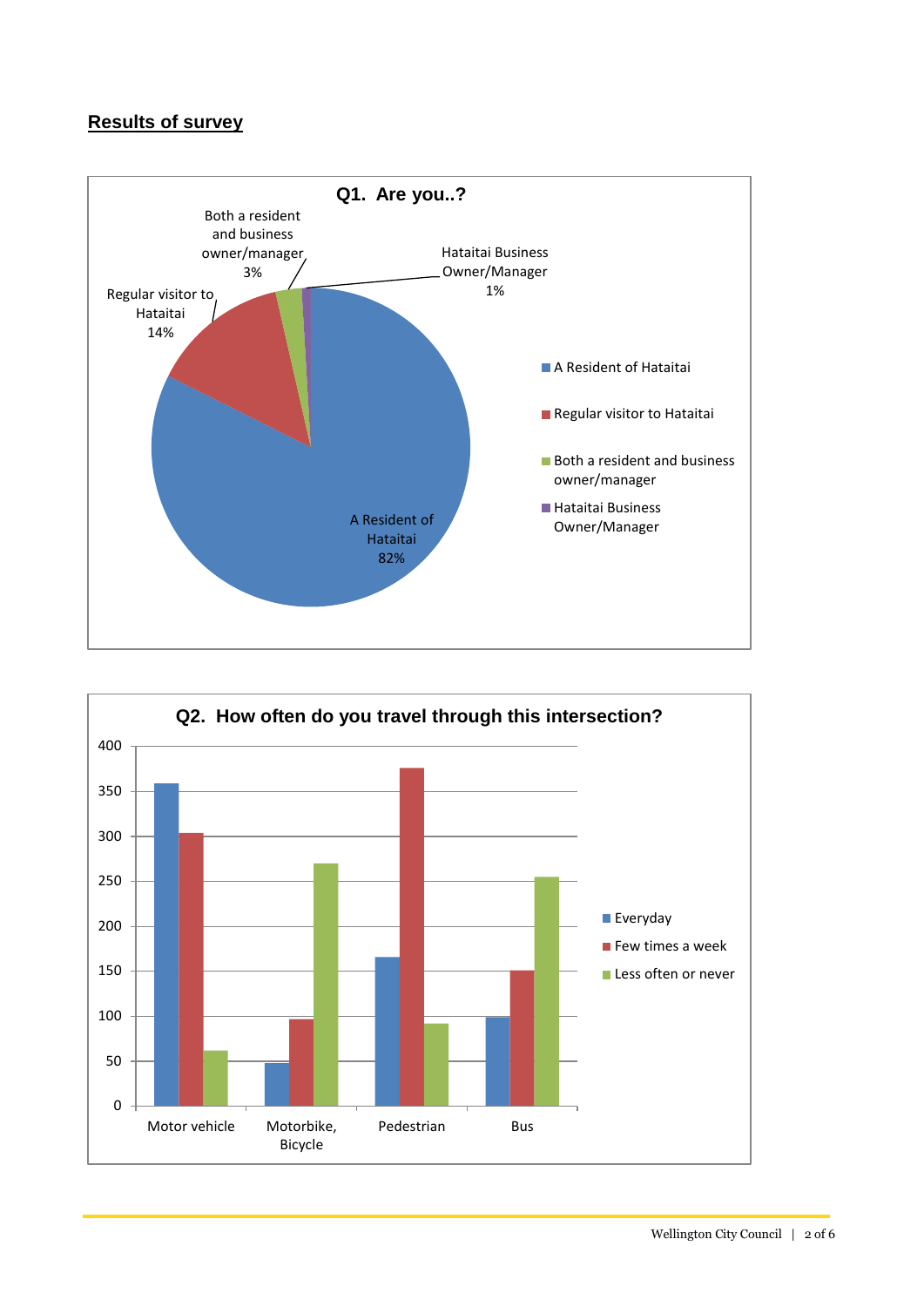## Results of survey

**Q1. Are you..?**

| Response | Percentage |
|---|---|
| A Resident of Hataitai | 82% |
| Regular visitor to Hataitai | 14% |
| Both a resident and business owner/manager | 3% |
| Hataitai Business Owner/Manager | 1% |

**Q2. How often do you travel through this intersection?**

| | Everyday | Few times a week | Less often or never |
|---|---|---|---|
| Motor vehicle | 358 | 303 | 61 |
| Motorbike, Bicycle | 48 | 96 | 269 |
| Pedestrian | 165 | 375 | 91 |
| Bus | 98 | 150 | 254 |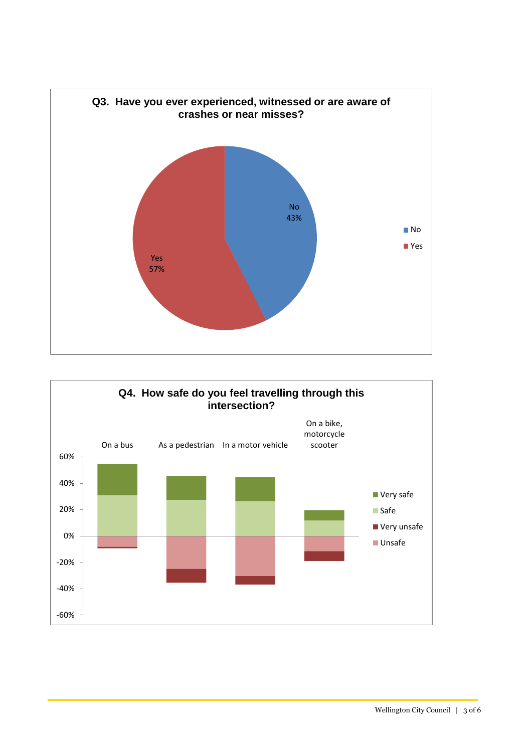**Q3. Have you ever experienced, witnessed or are aware of crashes or near misses?**

- No: 43%
- Yes: 57%

**Q4. How safe do you feel travelling through this intersection?**

Categories: On a bus; As a pedestrian; In a motor vehicle; On a bike, motorcycle scooter

Legend: Very safe; Safe; Very unsafe; Unsafe

Axis: 60%, 40%, 20%, 0%, -20%, -40%, -60%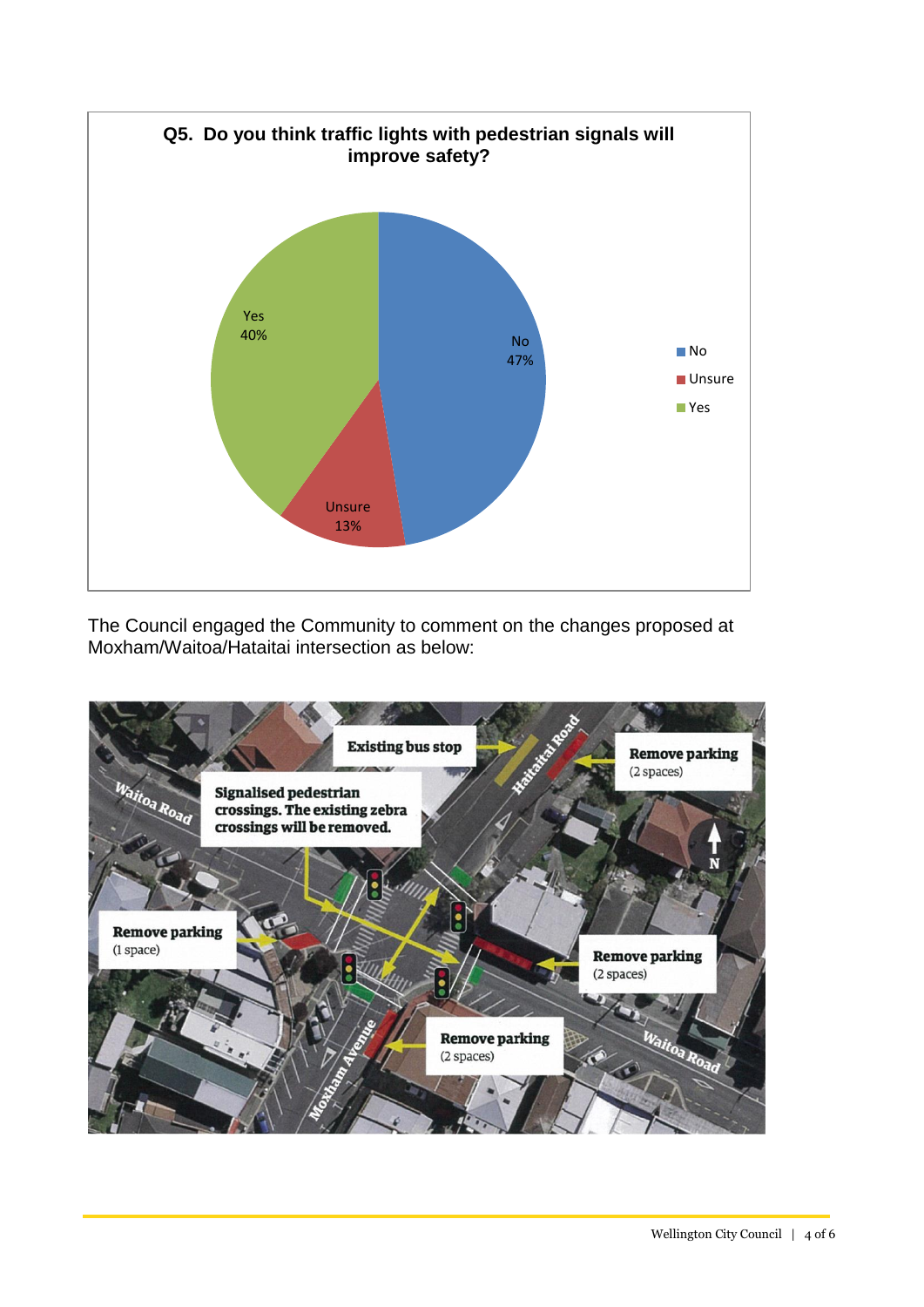**Q5. Do you think traffic lights with pedestrian signals will improve safety?**

| Response | Percentage |
| --- | --- |
| No | 47% |
| Unsure | 13% |
| Yes | 40% |

The Council engaged the Community to comment on the changes proposed at Moxham/Waitoa/Hataitai intersection as below:

- Existing bus stop
- Signalised pedestrian crossings. The existing zebra crossings will be removed.
- Remove parking (2 spaces) – Hataitai Road
- Remove parking (1 space) – Waitoa Road
- Remove parking (2 spaces) – Waitoa Road
- Remove parking (2 spaces) – Moxham Avenue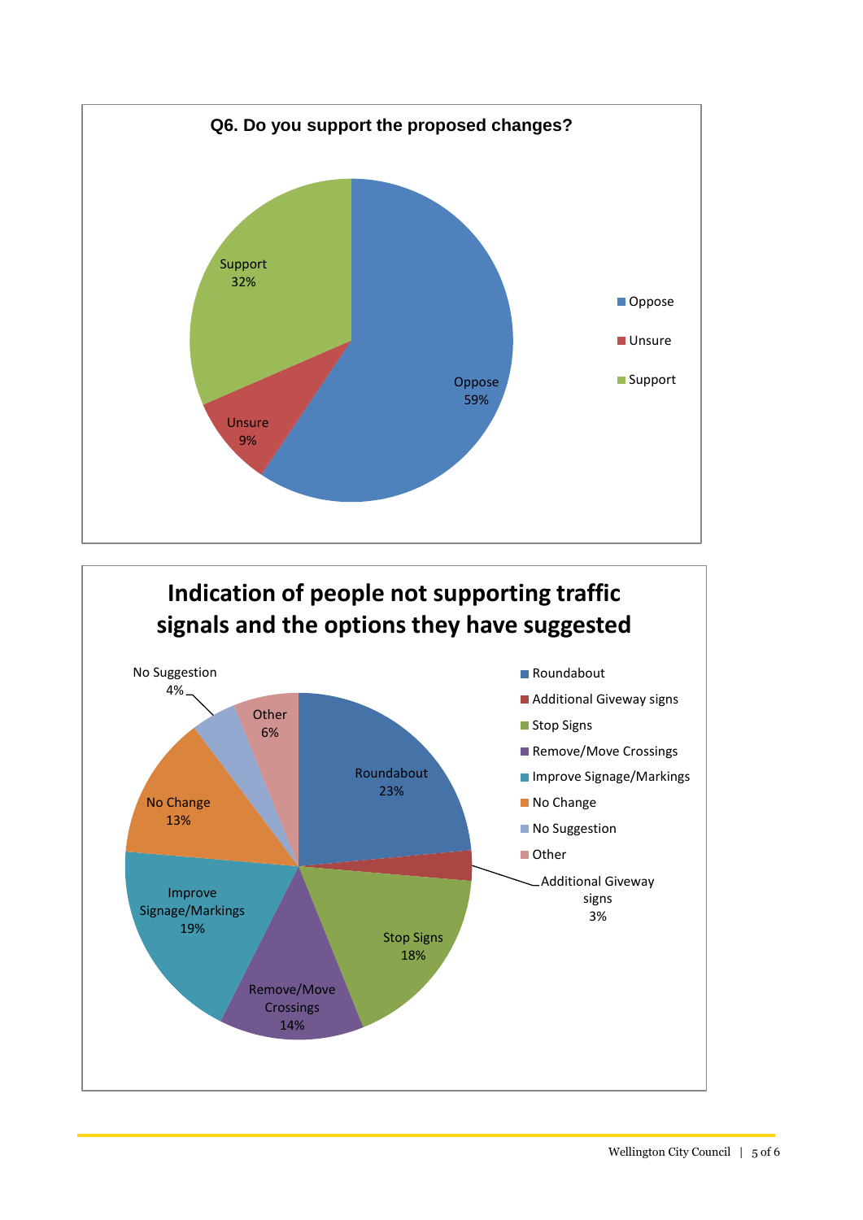**Q6. Do you support the proposed changes?**

| Response | Percentage |
|---|---|
| Oppose | 59% |
| Unsure | 9% |
| Support | 32% |

**Indication of people not supporting traffic signals and the options they have suggested**

| Option | Percentage |
|---|---|
| Roundabout | 23% |
| Additional Giveway signs | 3% |
| Stop Signs | 18% |
| Remove/Move Crossings | 14% |
| Improve Signage/Markings | 19% |
| No Change | 13% |
| No Suggestion | 4% |
| Other | 6% |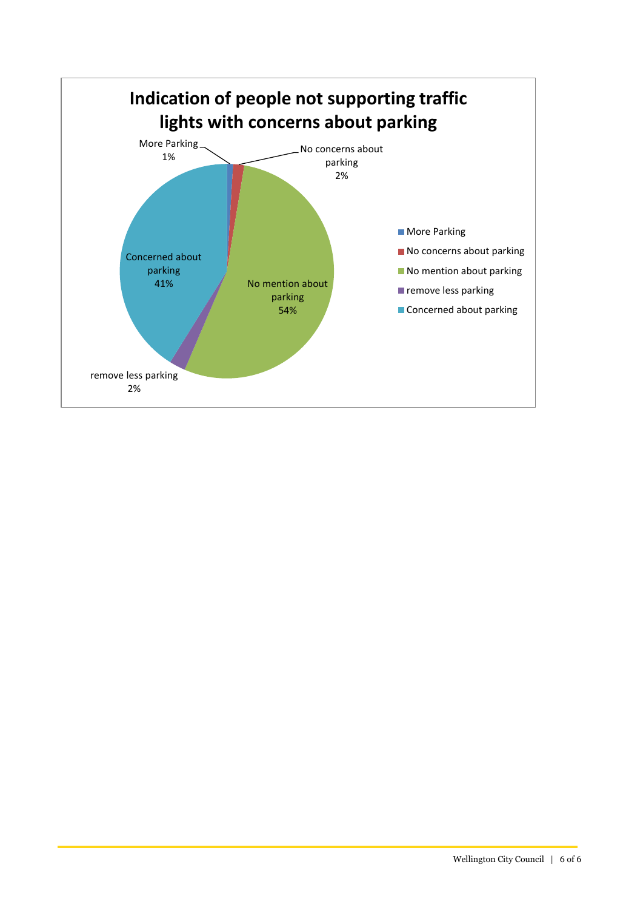**Indication of people not supporting traffic lights with concerns about parking**

More Parking
1%

No concerns about parking
2%

No mention about parking
54%

remove less parking
2%

Concerned about parking
41%

- More Parking
- No concerns about parking
- No mention about parking
- remove less parking
- Concerned about parking